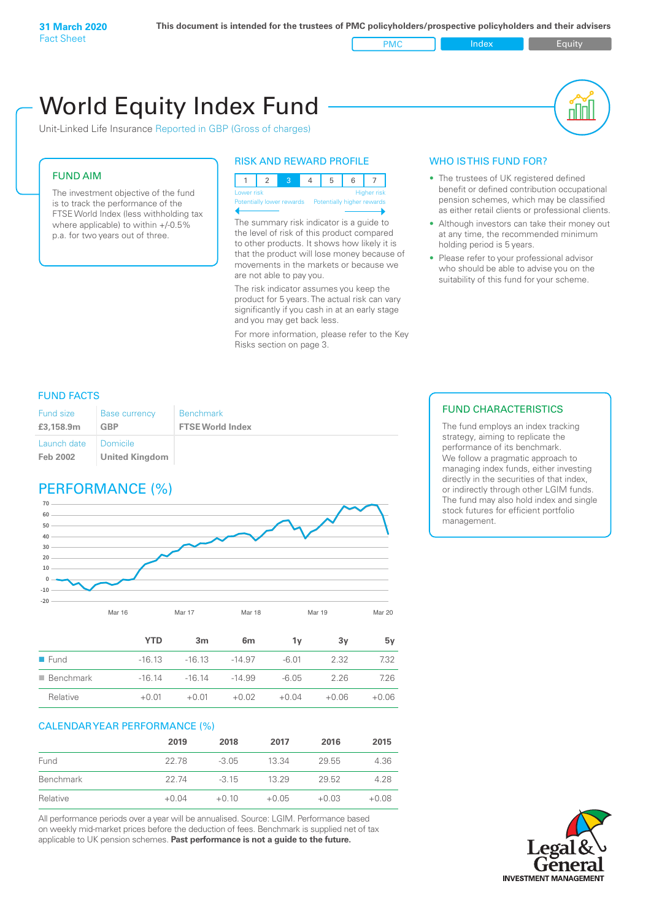**31 March 2020**
Fact Sheet

**This document is intended for the trustees of PMC policyholders/prospective policyholders and their advisers**

PMC | Index | Equity

# World Equity Index Fund

Unit-Linked Life Insurance Reported in GBP (Gross of charges)

## FUND AIM

The investment objective of the fund is to track the performance of the FTSE World Index (less withholding tax where applicable) to within +/-0.5% p.a. for two years out of three.

## RISK AND REWARD PROFILE

| 1 | 2 | 3 | 4 | 5 | 6 | 7 |
|---|---|---|---|---|---|---|

Lower risk — Higher risk
Potentially lower rewards — Potentially higher rewards

The summary risk indicator is a guide to the level of risk of this product compared to other products. It shows how likely it is that the product will lose money because of movements in the markets or because we are not able to pay you.

The risk indicator assumes you keep the product for 5 years. The actual risk can vary significantly if you cash in at an early stage and you may get back less.

For more information, please refer to the Key Risks section on page 3.

## WHO IS THIS FUND FOR?

- The trustees of UK registered defined benefit or defined contribution occupational pension schemes, which may be classified as either retail clients or professional clients.
- Although investors can take their money out at any time, the recommended minimum holding period is 5 years.
- Please refer to your professional advisor who should be able to advise you on the suitability of this fund for your scheme.

## FUND FACTS

| Fund size | Base currency | Benchmark |
|---|---|---|
| **£3,158.9m** | **GBP** | **FTSE World Index** |
| Launch date | Domicile | |
| **Feb 2002** | **United Kingdom** | |

## FUND CHARACTERISTICS

The fund employs an index tracking strategy, aiming to replicate the performance of its benchmark. We follow a pragmatic approach to managing index funds, either investing directly in the securities of that index, or indirectly through other LGIM funds. The fund may also hold index and single stock futures for efficient portfolio management.

## PERFORMANCE (%)

| | YTD | 3m | 6m | 1y | 3y | 5y |
|---|---|---|---|---|---|---|
| Fund | -16.13 | -16.13 | -14.97 | -6.01 | 2.32 | 7.32 |
| Benchmark | -16.14 | -16.14 | -14.99 | -6.05 | 2.26 | 7.26 |
| Relative | +0.01 | +0.01 | +0.02 | +0.04 | +0.06 | +0.06 |

## CALENDAR YEAR PERFORMANCE (%)

| | 2019 | 2018 | 2017 | 2016 | 2015 |
|---|---|---|---|---|---|
| Fund | 22.78 | -3.05 | 13.34 | 29.55 | 4.36 |
| Benchmark | 22.74 | -3.15 | 13.29 | 29.52 | 4.28 |
| Relative | +0.04 | +0.10 | +0.05 | +0.03 | +0.08 |

All performance periods over a year will be annualised. Source: LGIM. Performance based on weekly mid-market prices before the deduction of fees. Benchmark is supplied net of tax applicable to UK pension schemes. **Past performance is not a guide to the future.**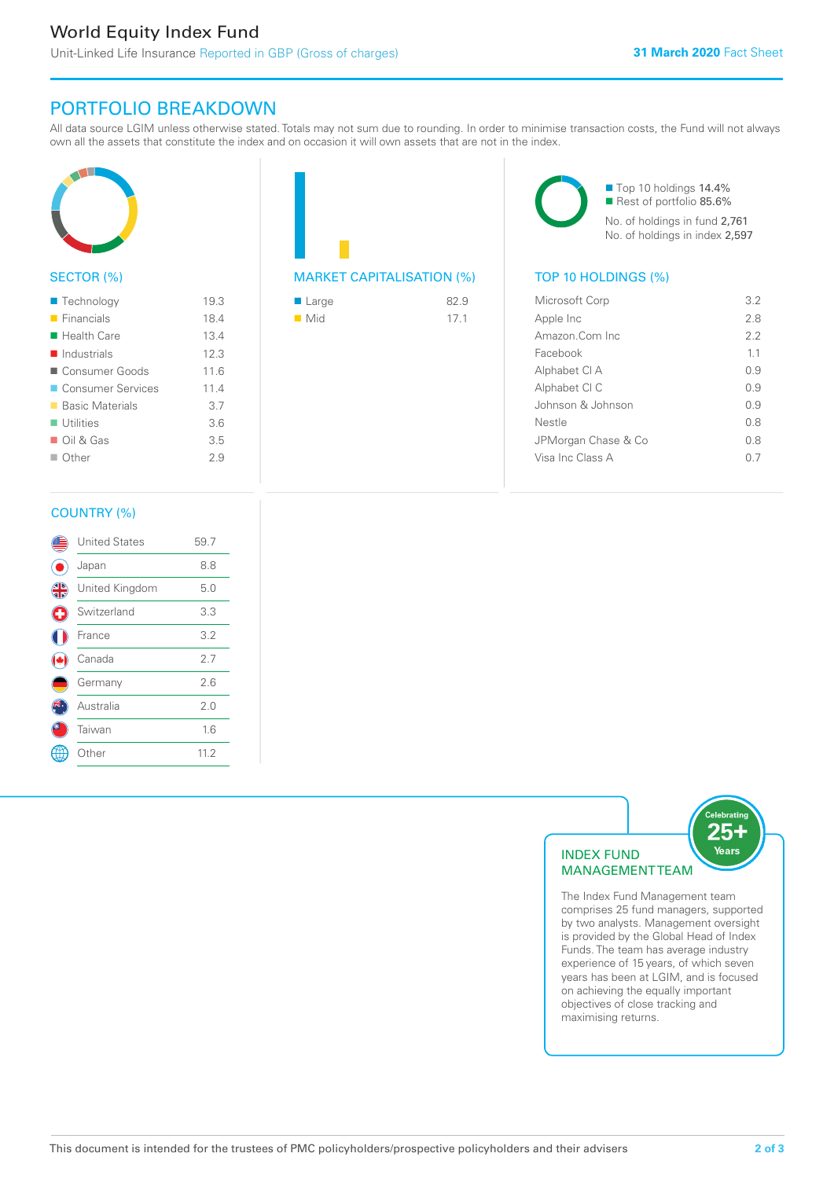# World Equity Index Fund

Unit-Linked Life Insurance Reported in GBP (Gross of charges)

**31 March 2020** Fact Sheet

## PORTFOLIO BREAKDOWN

All data source LGIM unless otherwise stated. Totals may not sum due to rounding. In order to minimise transaction costs, the Fund will not always own all the assets that constitute the index and on occasion it will own assets that are not in the index.

### SECTOR (%)

| Sector | % |
|---|---|
| Technology | 19.3 |
| Financials | 18.4 |
| Health Care | 13.4 |
| Industrials | 12.3 |
| Consumer Goods | 11.6 |
| Consumer Services | 11.4 |
| Basic Materials | 3.7 |
| Utilities | 3.6 |
| Oil & Gas | 3.5 |
| Other | 2.9 |

### MARKET CAPITALISATION (%)

| Market Capitalisation | % |
|---|---|
| Large | 82.9 |
| Mid | 17.1 |

- Top 10 holdings 14.4%
- Rest of portfolio 85.6%

No. of holdings in fund 2,761
No. of holdings in index 2,597

### TOP 10 HOLDINGS (%)

| Holding | % |
|---|---|
| Microsoft Corp | 3.2 |
| Apple Inc | 2.8 |
| Amazon.Com Inc | 2.2 |
| Facebook | 1.1 |
| Alphabet Cl A | 0.9 |
| Alphabet Cl C | 0.9 |
| Johnson & Johnson | 0.9 |
| Nestle | 0.8 |
| JPMorgan Chase & Co | 0.8 |
| Visa Inc Class A | 0.7 |

### COUNTRY (%)

| Country | % |
|---|---|
| United States | 59.7 |
| Japan | 8.8 |
| United Kingdom | 5.0 |
| Switzerland | 3.3 |
| France | 3.2 |
| Canada | 2.7 |
| Germany | 2.6 |
| Australia | 2.0 |
| Taiwan | 1.6 |
| Other | 11.2 |

### INDEX FUND MANAGEMENT TEAM

Celebrating 25+ Years

The Index Fund Management team comprises 25 fund managers, supported by two analysts. Management oversight is provided by the Global Head of Index Funds. The team has average industry experience of 15 years, of which seven years has been at LGIM, and is focused on achieving the equally important objectives of close tracking and maximising returns.

This document is intended for the trustees of PMC policyholders/prospective policyholders and their advisers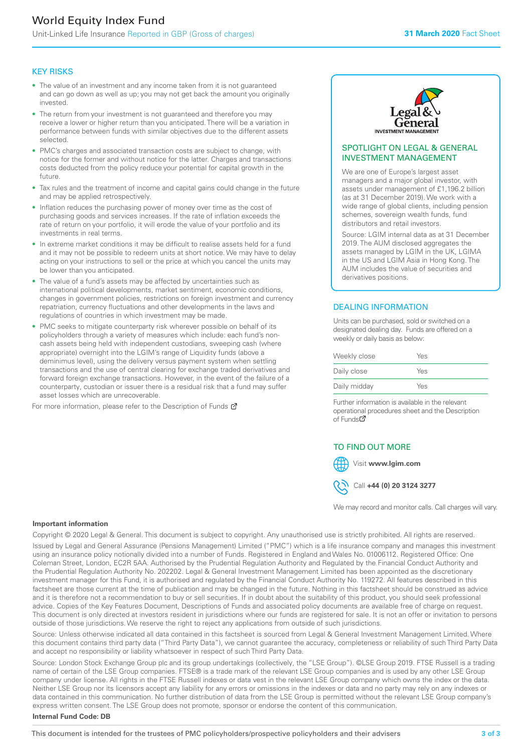# World Equity Index Fund

Unit-Linked Life Insurance Reported in GBP (Gross of charges)

**31 March 2020** Fact Sheet

## KEY RISKS

- The value of an investment and any income taken from it is not guaranteed and can go down as well as up; you may not get back the amount you originally invested.
- The return from your investment is not guaranteed and therefore you may receive a lower or higher return than you anticipated. There will be a variation in performance between funds with similar objectives due to the different assets selected.
- PMC's charges and associated transaction costs are subject to change, with notice for the former and without notice for the latter. Charges and transactions costs deducted from the policy reduce your potential for capital growth in the future.
- Tax rules and the treatment of income and capital gains could change in the future and may be applied retrospectively.
- Inflation reduces the purchasing power of money over time as the cost of purchasing goods and services increases. If the rate of inflation exceeds the rate of return on your portfolio, it will erode the value of your portfolio and its investments in real terms.
- In extreme market conditions it may be difficult to realise assets held for a fund and it may not be possible to redeem units at short notice. We may have to delay acting on your instructions to sell or the price at which you cancel the units may be lower than you anticipated.
- The value of a fund's assets may be affected by uncertainties such as international political developments, market sentiment, economic conditions, changes in government policies, restrictions on foreign investment and currency repatriation, currency fluctuations and other developments in the laws and regulations of countries in which investment may be made.
- PMC seeks to mitigate counterparty risk wherever possible on behalf of its policyholders through a variety of measures which include: each fund's non-cash assets being held with independent custodians, sweeping cash (where appropriate) overnight into the LGIM's range of Liquidity funds (above a deminimus level), using the delivery versus payment system when settling transactions and the use of central clearing for exchange traded derivatives and forward foreign exchange transactions. However, in the event of the failure of a counterparty, custodian or issuer there is a residual risk that a fund may suffer asset losses which are unrecoverable.

For more information, please refer to the Description of Funds

## SPOTLIGHT ON LEGAL & GENERAL INVESTMENT MANAGEMENT

We are one of Europe's largest asset managers and a major global investor, with assets under management of £1,196.2 billion (as at 31 December 2019). We work with a wide range of global clients, including pension schemes, sovereign wealth funds, fund distributors and retail investors.

Source: LGIM internal data as at 31 December 2019. The AUM disclosed aggregates the assets managed by LGIM in the UK, LGIMA in the US and LGIM Asia in Hong Kong. The AUM includes the value of securities and derivatives positions.

## DEALING INFORMATION

Units can be purchased, sold or switched on a designated dealing day. Funds are offered on a weekly or daily basis as below:

| | |
|---|---|
| Weekly close | Yes |
| Daily close | Yes |
| Daily midday | Yes |

Further information is available in the relevant operational procedures sheet and the Description of Funds

## TO FIND OUT MORE

Visit **www.lgim.com**

Call **+44 (0) 20 3124 3277**

We may record and monitor calls. Call charges will vary.

**Important information**

Copyright © 2020 Legal & General. This document is subject to copyright. Any unauthorised use is strictly prohibited. All rights are reserved.

Issued by Legal and General Assurance (Pensions Management) Limited ("PMC") which is a life insurance company and manages this investment using an insurance policy notionally divided into a number of Funds. Registered in England and Wales No. 01006112. Registered Office: One Coleman Street, London, EC2R 5AA. Authorised by the Prudential Regulation Authority and Regulated by the Financial Conduct Authority and the Prudential Regulation Authority No. 202202. Legal & General Investment Management Limited has been appointed as the discretionary investment manager for this Fund, it is authorised and regulated by the Financial Conduct Authority No. 119272. All features described in this factsheet are those current at the time of publication and may be changed in the future. Nothing in this factsheet should be construed as advice and it is therefore not a recommendation to buy or sell securities. If in doubt about the suitability of this product, you should seek professional advice. Copies of the Key Features Document, Descriptions of Funds and associated policy documents are available free of charge on request. This document is only directed at investors resident in jurisdictions where our funds are registered for sale. It is not an offer or invitation to persons outside of those jurisdictions. We reserve the right to reject any applications from outside of such jurisdictions.

Source: Unless otherwise indicated all data contained in this factsheet is sourced from Legal & General Investment Management Limited. Where this document contains third party data ("Third Party Data"), we cannot guarantee the accuracy, completeness or reliability of such Third Party Data and accept no responsibility or liability whatsoever in respect of such Third Party Data.

Source: London Stock Exchange Group plc and its group undertakings (collectively, the "LSE Group"). ©LSE Group 2019. FTSE Russell is a trading name of certain of the LSE Group companies. FTSE® is a trade mark of the relevant LSE Group companies and is used by any other LSE Group company under license. All rights in the FTSE Russell indexes or data vest in the relevant LSE Group company which owns the index or the data. Neither LSE Group nor its licensors accept any liability for any errors or omissions in the indexes or data and no party may rely on any indexes or data contained in this communication. No further distribution of data from the LSE Group is permitted without the relevant LSE Group company's express written consent. The LSE Group does not promote, sponsor or endorse the content of this communication.

**Internal Fund Code: DB**

This document is intended for the trustees of PMC policyholders/prospective policyholders and their advisers